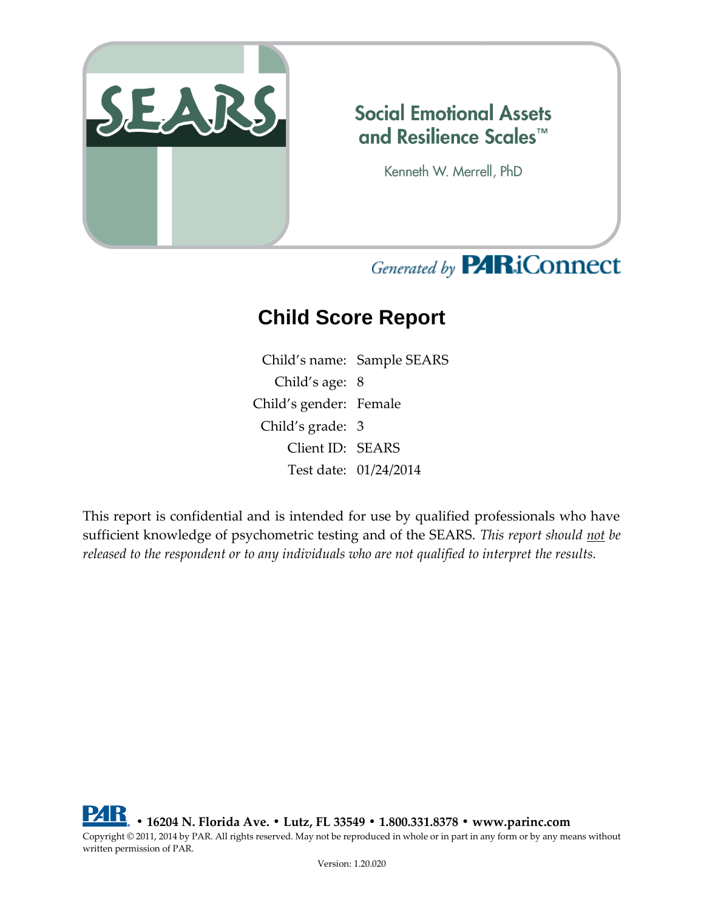SEARS

Social Emotional Assets and Resilience Scales™

Kenneth W. Merrell, PhD

Generated by PAR iConnect

# Child Score Report

| | |
|---|---|
| Child's name: | Sample SEARS |
| Child's age: | 8 |
| Child's gender: | Female |
| Child's grade: | 3 |
| Client ID: | SEARS |
| Test date: | 01/24/2014 |

This report is confidential and is intended for use by qualified professionals who have sufficient knowledge of psychometric testing and of the SEARS. *This report should not be released to the respondent or to any individuals who are not qualified to interpret the results.*

**PAR • 16204 N. Florida Ave. • Lutz, FL 33549 • 1.800.331.8378 • www.parinc.com**

Copyright © 2011, 2014 by PAR. All rights reserved. May not be reproduced in whole or in part in any form or by any means without written permission of PAR.

Version: 1.20.020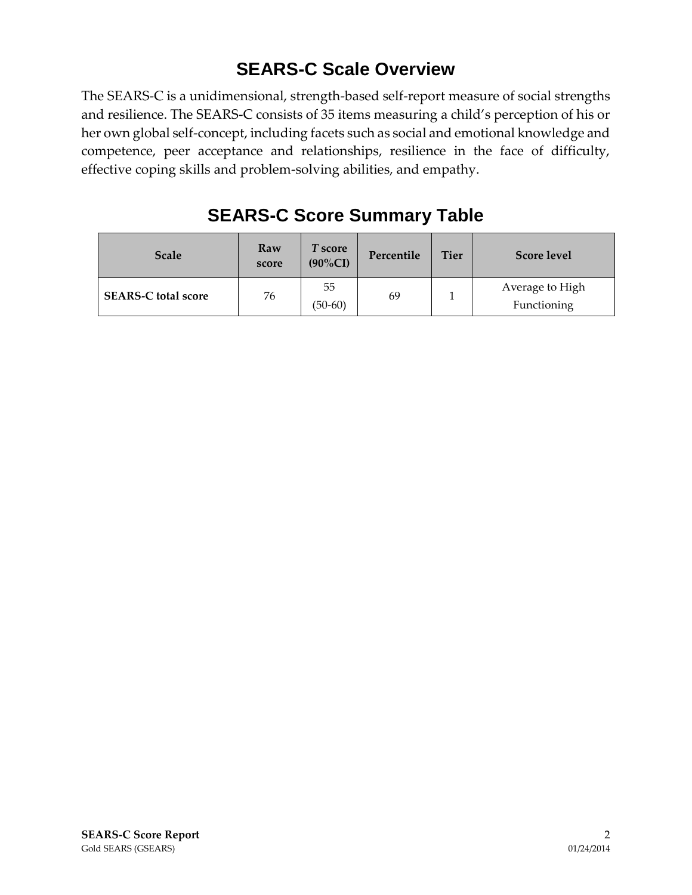# SEARS-C Scale Overview

The SEARS-C is a unidimensional, strength-based self-report measure of social strengths and resilience. The SEARS-C consists of 35 items measuring a child's perception of his or her own global self-concept, including facets such as social and emotional knowledge and competence, peer acceptance and relationships, resilience in the face of difficulty, effective coping skills and problem-solving abilities, and empathy.

## SEARS-C Score Summary Table

| Scale | Raw score | *T* score (90%CI) | Percentile | Tier | Score level |
|---|---|---|---|---|---|
| **SEARS-C total score** | 76 | 55 (50-60) | 69 | 1 | Average to High Functioning |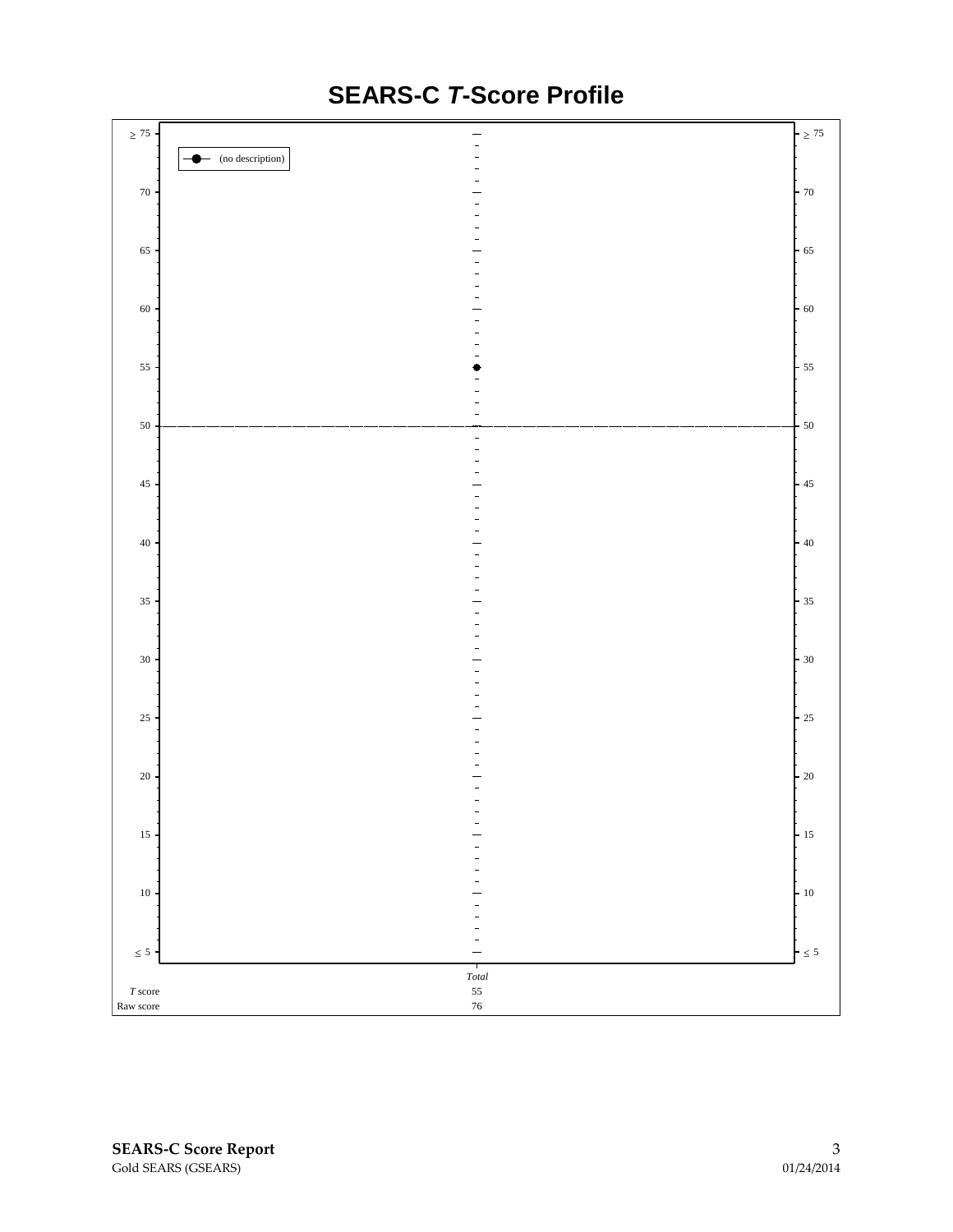# SEARS-C *T*-Score Profile

(no description)

| | Total |
|---|---|
| *T* score | 55 |
| Raw score | 76 |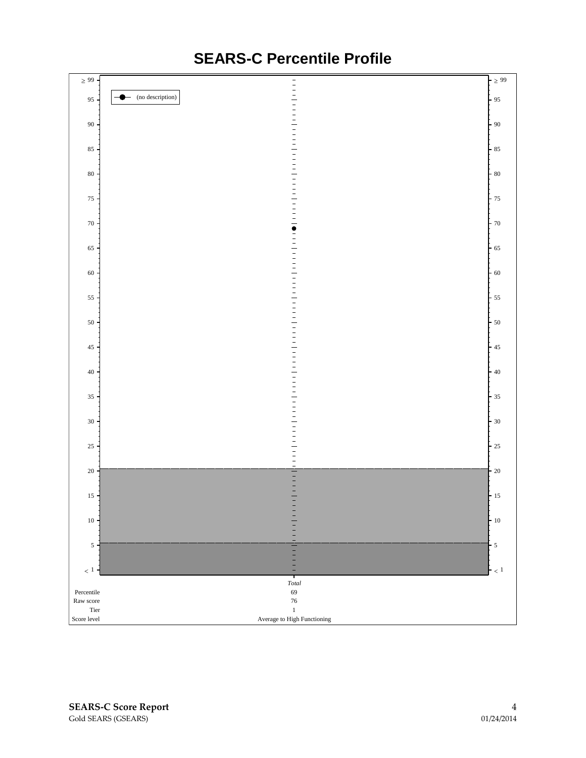# SEARS-C Percentile Profile

(no description)

| | Total |
|---|---|
| Percentile | 69 |
| Raw score | 76 |
| Tier | 1 |
| Score level | Average to High Functioning |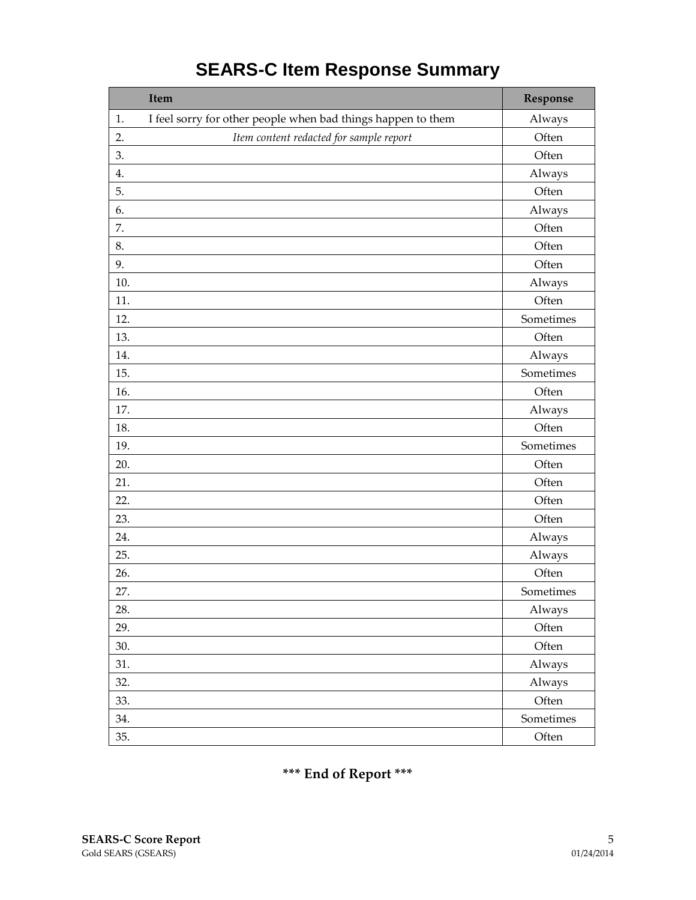# SEARS-C Item Response Summary

| | Item | Response |
|---|---|---|
| 1. | I feel sorry for other people when bad things happen to them | Always |
| 2. | *Item content redacted for sample report* | Often |
| 3. | | Often |
| 4. | | Always |
| 5. | | Often |
| 6. | | Always |
| 7. | | Often |
| 8. | | Often |
| 9. | | Often |
| 10. | | Always |
| 11. | | Often |
| 12. | | Sometimes |
| 13. | | Often |
| 14. | | Always |
| 15. | | Sometimes |
| 16. | | Often |
| 17. | | Always |
| 18. | | Often |
| 19. | | Sometimes |
| 20. | | Often |
| 21. | | Often |
| 22. | | Often |
| 23. | | Often |
| 24. | | Always |
| 25. | | Always |
| 26. | | Often |
| 27. | | Sometimes |
| 28. | | Always |
| 29. | | Often |
| 30. | | Often |
| 31. | | Always |
| 32. | | Always |
| 33. | | Often |
| 34. | | Sometimes |
| 35. | | Often |

**\*\*\* End of Report \*\*\***